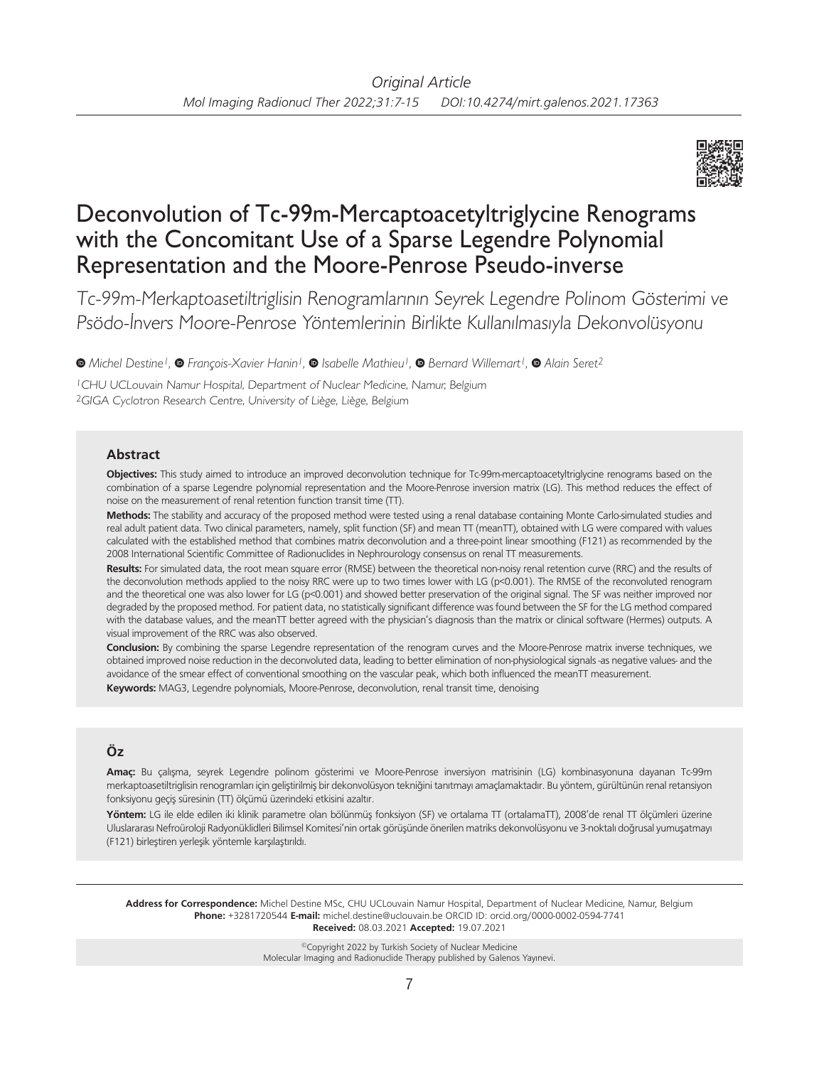*Original Article*

# Deconvolution of Tc-99m-Mercaptoacetyltriglycine Renograms with the Concomitant Use of a Sparse Legendre Polynomial Representation and the Moore-Penrose Pseudo-inverse

*Tc-99m-Merkaptoasetiltriglisin Renogramlarının Seyrek Legendre Polinom Gösterimi ve Psödo-İnvers Moore-Penrose Yöntemlerinin Birlikte Kullanılmasıyla Dekonvolüsyonu*

*Michel Destine[1], François-Xavier Hanin[1], Isabelle Mathieu[1], Bernard Willemart[1], Alain Seret[2]*

*[1]CHU UCLouvain Namur Hospital, Department of Nuclear Medicine, Namur, Belgium*
*[2]GIGA Cyclotron Research Centre, University of Liège, Liège, Belgium*

## Abstract

**Objectives:** This study aimed to introduce an improved deconvolution technique for Tc-99m-mercaptoacetyltriglycine renograms based on the combination of a sparse Legendre polynomial representation and the Moore-Penrose inversion matrix (LG). This method reduces the effect of noise on the measurement of renal retention function transit time (TT).

**Methods:** The stability and accuracy of the proposed method were tested using a renal database containing Monte Carlo-simulated studies and real adult patient data. Two clinical parameters, namely, split function (SF) and mean TT (meanTT), obtained with LG were compared with values calculated with the established method that combines matrix deconvolution and a three-point linear smoothing (F121) as recommended by the 2008 International Scientific Committee of Radionuclides in Nephrourology consensus on renal TT measurements.

**Results:** For simulated data, the root mean square error (RMSE) between the theoretical non-noisy renal retention curve (RRC) and the results of the deconvolution methods applied to the noisy RRC were up to two times lower with LG ($p<0.001$). The RMSE of the reconvoluted renogram and the theoretical one was also lower for LG ($p<0.001$) and showed better preservation of the original signal. The SF was neither improved nor degraded by the proposed method. For patient data, no statistically significant difference was found between the SF for the LG method compared with the database values, and the meanTT better agreed with the physician's diagnosis than the matrix or clinical software (Hermes) outputs. A visual improvement of the RRC was also observed.

**Conclusion:** By combining the sparse Legendre representation of the renogram curves and the Moore-Penrose matrix inverse techniques, we obtained improved noise reduction in the deconvoluted data, leading to better elimination of non-physiological signals -as negative values- and the avoidance of the smear effect of conventional smoothing on the vascular peak, which both influenced the meanTT measurement.

**Keywords:** MAG3, Legendre polynomials, Moore-Penrose, deconvolution, renal transit time, denoising

## Öz

**Amaç:** Bu çalışma, seyrek Legendre polinom gösterimi ve Moore-Penrose inversiyon matrisinin (LG) kombinasyonuna dayanan Tc-99m merkaptoasetiltriglisin renogramları için geliştirilmiş bir dekonvolüsyon tekniğini tanıtmayı amaçlamaktadır. Bu yöntem, gürültünün renal retansiyon fonksiyonu geçiş süresinin (TT) ölçümü üzerindeki etkisini azaltır.

**Yöntem:** LG ile elde edilen iki klinik parametre olan bölünmüş fonksiyon (SF) ve ortalama TT (ortalamaTT), 2008'de renal TT ölçümleri üzerine Uluslararası Nefroüroloji Radyonüklidleri Bilimsel Komitesi'nin ortak görüşünde önerilen matriks dekonvolüsyonu ve 3-noktalı doğrusal yumuşatmayı (F121) birleştiren yerleşik yöntemle karşılaştırıldı.

**Address for Correspondence:** Michel Destine MSc, CHU UCLouvain Namur Hospital, Department of Nuclear Medicine, Namur, Belgium
**Phone:** +3281720544 **E-mail:** michel.destine@uclouvain.be ORCID ID: orcid.org/0000-0002-0594-7741
**Received:** 08.03.2021 **Accepted:** 19.07.2021

©Copyright 2022 by Turkish Society of Nuclear Medicine
Molecular Imaging and Radionuclide Therapy published by Galenos Yayınevi.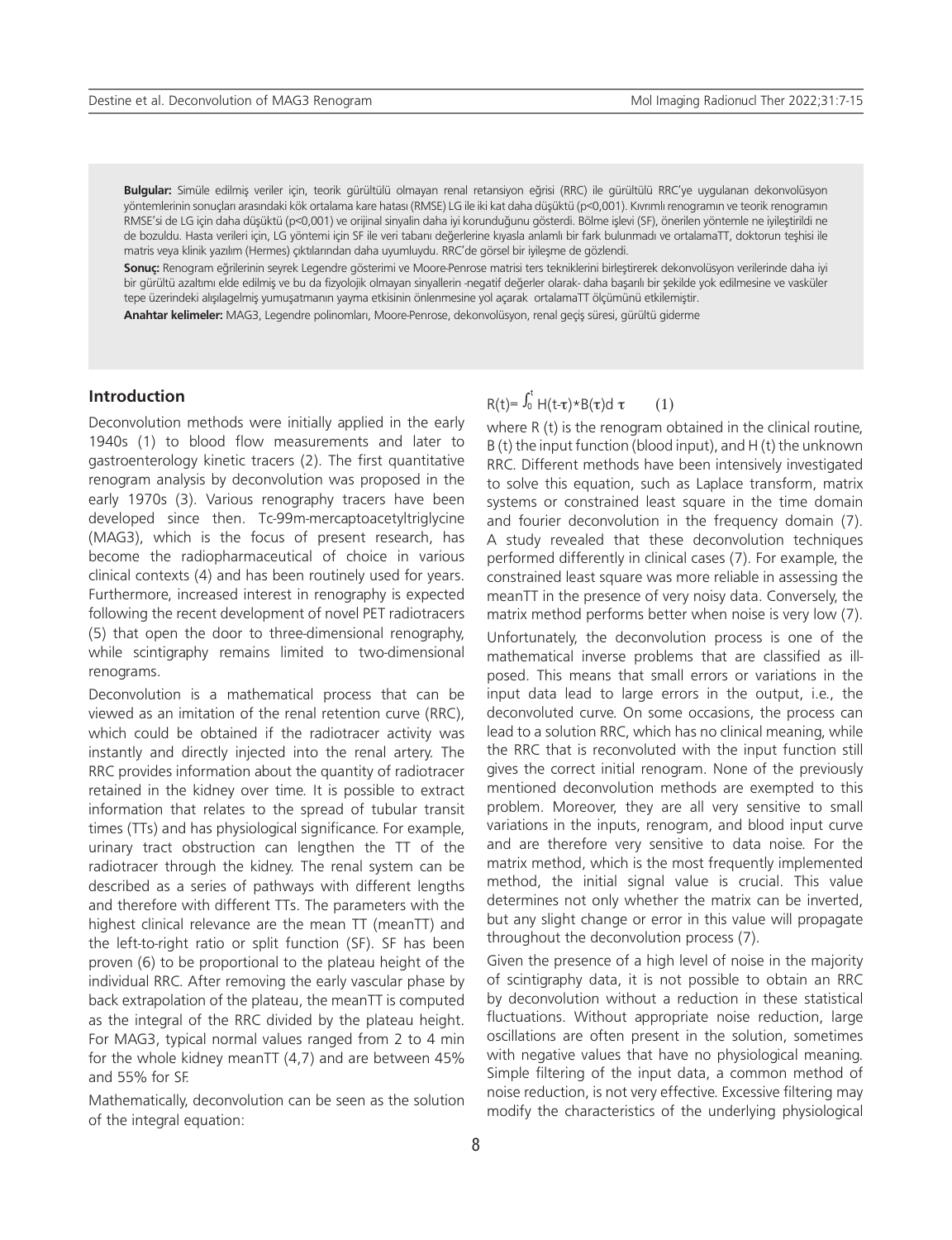**Bulgular:** Simüle edilmiş veriler için, teorik gürültülü olmayan renal retansiyon eğrisi (RRC) ile gürültülü RRC'ye uygulanan dekonvolüsyon yöntemlerinin sonuçları arasındaki kök ortalama kare hatası (RMSE) LG ile iki kat daha düşüktü (p<0,001). Kıvrımlı renogramın ve teorik renogramın RMSE'si de LG için daha düşüktü (p<0,001) ve orijinal sinyalin daha iyi korunduğunu gösterdi. Bölme işlevi (SF), önerilen yöntemle ne iyileştirildi ne de bozuldu. Hasta verileri için, LG yöntemi için SF ile veri tabanı değerlerine kıyasla anlamlı bir fark bulunmadı ve ortalamaTT, doktorun teşhisi ile matris veya klinik yazılım (Hermes) çıktılarından daha uyumluydu. RRC'de görsel bir iyileşme de gözlendi.

**Sonuç:** Renogram eğrilerinin seyrek Legendre gösterimi ve Moore-Penrose matrisi ters tekniklerini birleştirerek dekonvolüsyon verilerinde daha iyi bir gürültü azaltımı elde edilmiş ve bu da fizyolojik olmayan sinyallerin -negatif değerler olarak- daha başarılı bir şekilde yok edilmesine ve vasküler tepe üzerindeki alışılagelmiş yumuşatmanın yayma etkisinin önlenmesine yol açarak ortalamaTT ölçümünü etkilemiştir.

**Anahtar kelimeler:** MAG3, Legendre polinomları, Moore-Penrose, dekonvolüsyon, renal geçiş süresi, gürültü giderme

## Introduction

Deconvolution methods were initially applied in the early 1940s (1) to blood flow measurements and later to gastroenterology kinetic tracers (2). The first quantitative renogram analysis by deconvolution was proposed in the early 1970s (3). Various renography tracers have been developed since then. Tc-99m-mercaptoacetyltriglycine (MAG3), which is the focus of present research, has become the radiopharmaceutical of choice in various clinical contexts (4) and has been routinely used for years. Furthermore, increased interest in renography is expected following the recent development of novel PET radiotracers (5) that open the door to three-dimensional renography, while scintigraphy remains limited to two-dimensional renograms.

Deconvolution is a mathematical process that can be viewed as an imitation of the renal retention curve (RRC), which could be obtained if the radiotracer activity was instantly and directly injected into the renal artery. The RRC provides information about the quantity of radiotracer retained in the kidney over time. It is possible to extract information that relates to the spread of tubular transit times (TTs) and has physiological significance. For example, urinary tract obstruction can lengthen the TT of the radiotracer through the kidney. The renal system can be described as a series of pathways with different lengths and therefore with different TTs. The parameters with the highest clinical relevance are the mean TT (meanTT) and the left-to-right ratio or split function (SF). SF has been proven (6) to be proportional to the plateau height of the individual RRC. After removing the early vascular phase by back extrapolation of the plateau, the meanTT is computed as the integral of the RRC divided by the plateau height. For MAG3, typical normal values ranged from 2 to 4 min for the whole kidney meanTT (4,7) and are between 45% and 55% for SF.

Mathematically, deconvolution can be seen as the solution of the integral equation:

$$R(t)= \int_0^t H(t-\tau)*B(\tau)d\,\tau \qquad (1)$$

where R (t) is the renogram obtained in the clinical routine, B (t) the input function (blood input), and H (t) the unknown RRC. Different methods have been intensively investigated to solve this equation, such as Laplace transform, matrix systems or constrained least square in the time domain and fourier deconvolution in the frequency domain (7). A study revealed that these deconvolution techniques performed differently in clinical cases (7). For example, the constrained least square was more reliable in assessing the meanTT in the presence of very noisy data. Conversely, the matrix method performs better when noise is very low (7).

Unfortunately, the deconvolution process is one of the mathematical inverse problems that are classified as ill-posed. This means that small errors or variations in the input data lead to large errors in the output, i.e., the deconvoluted curve. On some occasions, the process can lead to a solution RRC, which has no clinical meaning, while the RRC that is reconvoluted with the input function still gives the correct initial renogram. None of the previously mentioned deconvolution methods are exempted to this problem. Moreover, they are all very sensitive to small variations in the inputs, renogram, and blood input curve and are therefore very sensitive to data noise. For the matrix method, which is the most frequently implemented method, the initial signal value is crucial. This value determines not only whether the matrix can be inverted, but any slight change or error in this value will propagate throughout the deconvolution process (7).

Given the presence of a high level of noise in the majority of scintigraphy data, it is not possible to obtain an RRC by deconvolution without a reduction in these statistical fluctuations. Without appropriate noise reduction, large oscillations are often present in the solution, sometimes with negative values that have no physiological meaning. Simple filtering of the input data, a common method of noise reduction, is not very effective. Excessive filtering may modify the characteristics of the underlying physiological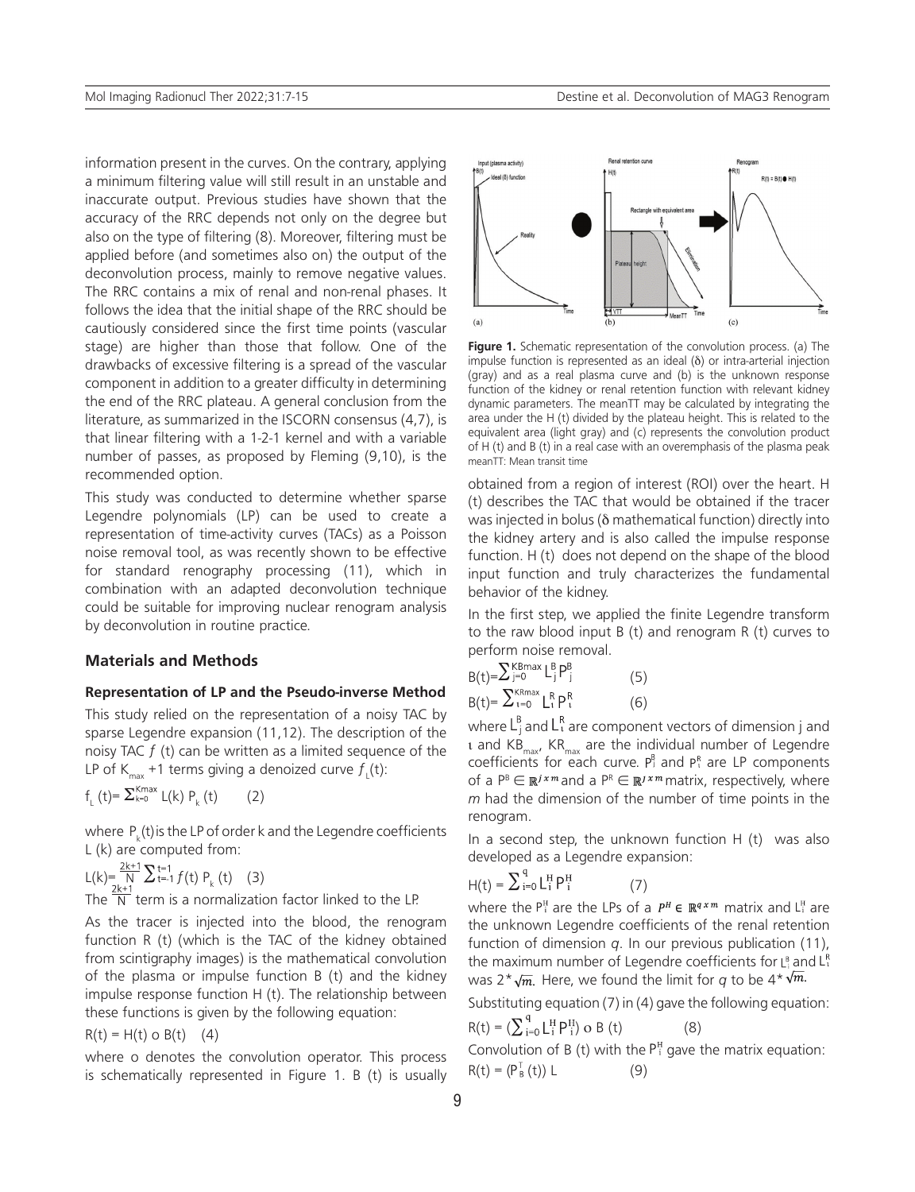information present in the curves. On the contrary, applying a minimum filtering value will still result in an unstable and inaccurate output. Previous studies have shown that the accuracy of the RRC depends not only on the degree but also on the type of filtering (8). Moreover, filtering must be applied before (and sometimes also on) the output of the deconvolution process, mainly to remove negative values. The RRC contains a mix of renal and non-renal phases. It follows the idea that the initial shape of the RRC should be cautiously considered since the first time points (vascular stage) are higher than those that follow. One of the drawbacks of excessive filtering is a spread of the vascular component in addition to a greater difficulty in determining the end of the RRC plateau. A general conclusion from the literature, as summarized in the ISCORN consensus (4,7), is that linear filtering with a 1-2-1 kernel and with a variable number of passes, as proposed by Fleming (9,10), is the recommended option.

This study was conducted to determine whether sparse Legendre polynomials (LP) can be used to create a representation of time-activity curves (TACs) as a Poisson noise removal tool, as was recently shown to be effective for standard renography processing (11), which in combination with an adapted deconvolution technique could be suitable for improving nuclear renogram analysis by deconvolution in routine practice.

## Materials and Methods

### Representation of LP and the Pseudo-inverse Method

This study relied on the representation of a noisy TAC by sparse Legendre expansion (11,12). The description of the noisy TAC $f$ (t) can be written as a limited sequence of the LP of $K_{max}$ +1 terms giving a denoized curve $f_L(t)$:

$$f_L(t) = \sum_{k=0}^{K_{max}} L(k)\, P_k(t) \qquad (2)$$

where $P_k(t)$ is the LP of order k and the Legendre coefficients L (k) are computed from:

$$L(k) = \frac{2k+1}{N} \sum_{t=-1}^{t=1} f(t)\, P_k(t) \qquad (3)$$

The $\frac{2k+1}{N}$ term is a normalization factor linked to the LP.

As the tracer is injected into the blood, the renogram function R (t) (which is the TAC of the kidney obtained from scintigraphy images) is the mathematical convolution of the plasma or impulse function B (t) and the kidney impulse response function H (t). The relationship between these functions is given by the following equation:

$$R(t) = H(t) \circ B(t) \qquad (4)$$

where o denotes the convolution operator. This process is schematically represented in Figure 1. B (t) is usually obtained from a region of interest (ROI) over the heart. H (t) describes the TAC that would be obtained if the tracer was injected in bolus (δ mathematical function) directly into the kidney artery and is also called the impulse response function. H (t) does not depend on the shape of the blood input function and truly characterizes the fundamental behavior of the kidney.

**Figure 1.** Schematic representation of the convolution process. (a) The impulse function is represented as an ideal (δ) or intra-arterial injection (gray) and as a real plasma curve and (b) is the unknown response function of the kidney or renal retention function with relevant kidney dynamic parameters. The meanTT may be calculated by integrating the area under the H (t) divided by the plateau height. This is related to the equivalent area (light gray) and (c) represents the convolution product of H (t) and B (t) in a real case with an overemphasis of the plasma peak
meanTT: Mean transit time

In the first step, we applied the finite Legendre transform to the raw blood input B (t) and renogram R (t) curves to perform noise removal.

$$B(t) = \sum_{j=0}^{KB_{max}} L_j^B P_j^B \qquad (5)$$

$$B(t) = \sum_{\iota=0}^{KR_{max}} L_\iota^R P_\iota^R \qquad (6)$$

where $L_j^B$ and $L_\iota^R$ are component vectors of dimension j and ι and $KB_{max}$, $KR_{max}$ are the individual number of Legendre coefficients for each curve. $P_j^B$ and $P_\iota^R$ are LP components of a $P^B \in \mathbb{R}^{j \times m}$ and a $P^R \in \mathbb{R}^{\iota \times m}$ matrix, respectively, where $m$ had the dimension of the number of time points in the renogram.

In a second step, the unknown function H (t) was also developed as a Legendre expansion:

$$H(t) = \sum_{i=0}^{q} L_i^H P_i^H \qquad (7)$$

where the $P_i^H$ are the LPs of a $P^H \in \mathbb{R}^{q \times m}$ matrix and $L_i^H$ are the unknown Legendre coefficients of the renal retention function of dimension $q$. In our previous publication (11), the maximum number of Legendre coefficients for $L_j^B$ and $L_\iota^R$ was $2^*\sqrt{m}$. Here, we found the limit for $q$ to be $4^*\sqrt{m}$.

Substituting equation (7) in (4) gave the following equation:

$$R(t) = \left(\sum_{i=0}^{q} L_i^H P_i^H\right) \circ B(t) \qquad (8)$$

Convolution of B (t) with the $P_i^H$ gave the matrix equation:

$$R(t) = (P_B^T(t))\, L \qquad (9)$$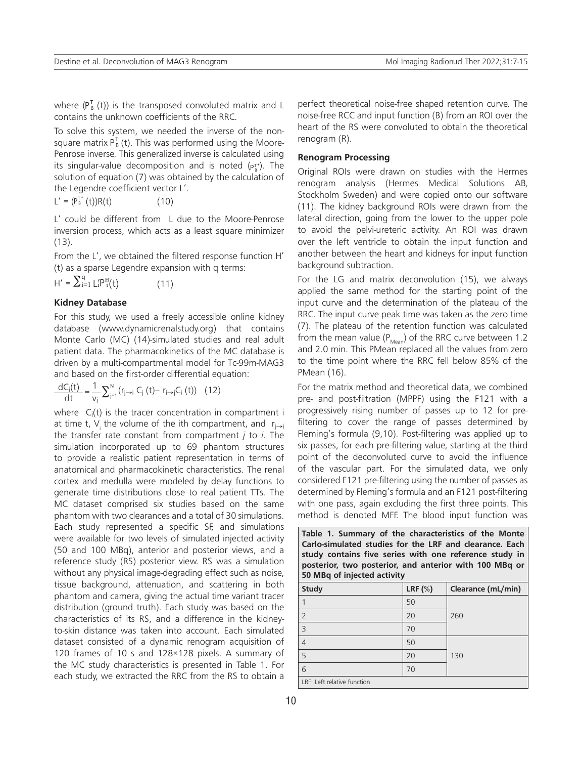where ($P_B^T(t)$) is the transposed convoluted matrix and L contains the unknown coefficients of the RRC.

To solve this system, we needed the inverse of the non-square matrix $P_B^T(t)$. This was performed using the Moore-Penrose inverse. This generalized inverse is calculated using its singular-value decomposition and is noted ($P_B^{T+}$). The solution of equation (7) was obtained by the calculation of the Legendre coefficient vector L'.

$$L' = (P_B^{T+}(t))R(t) \quad (10)$$

L' could be different from L due to the Moore-Penrose inversion process, which acts as a least square minimizer (13).

From the L', we obtained the filtered response function H' (t) as a sparse Legendre expansion with q terms:

$$H' = \sum_{i=1}^{q} L_i' P_i^H(t) \quad (11)$$

### Kidney Database

For this study, we used a freely accessible online kidney database (www.dynamicrenalstudy.org) that contains Monte Carlo (MC) (14)-simulated studies and real adult patient data. The pharmacokinetics of the MC database is driven by a multi-compartmental model for Tc-99m-MAG3 and based on the first-order differential equation:

$$\frac{dC_i(t)}{dt} = \frac{1}{v_i} \sum_{j=1}^{N} (r_{j \to i} C_j(t) - r_{i \to j} C_i(t)) \quad (12)$$

where $C_i(t)$ is the tracer concentration in compartment i at time t, $V_i$ the volume of the ith compartment, and $r_{j \to i}$ the transfer rate constant from compartment *j* to *i*. The simulation incorporated up to 69 phantom structures to provide a realistic patient representation in terms of anatomical and pharmacokinetic characteristics. The renal cortex and medulla were modeled by delay functions to generate time distributions close to real patient TTs. The MC dataset comprised six studies based on the same phantom with two clearances and a total of 30 simulations. Each study represented a specific SF, and simulations were available for two levels of simulated injected activity (50 and 100 MBq), anterior and posterior views, and a reference study (RS) posterior view. RS was a simulation without any physical image-degrading effect such as noise, tissue background, attenuation, and scattering in both phantom and camera, giving the actual time variant tracer distribution (ground truth). Each study was based on the characteristics of its RS, and a difference in the kidney-to-skin distance was taken into account. Each simulated dataset consisted of a dynamic renogram acquisition of 120 frames of 10 s and 128×128 pixels. A summary of the MC study characteristics is presented in Table 1. For each study, we extracted the RRC from the RS to obtain a perfect theoretical noise-free shaped retention curve. The noise-free RCC and input function (B) from an ROI over the heart of the RS were convoluted to obtain the theoretical renogram (R).

### Renogram Processing

Original ROIs were drawn on studies with the Hermes renogram analysis (Hermes Medical Solutions AB, Stockholm Sweden) and were copied onto our software (11). The kidney background ROIs were drawn from the lateral direction, going from the lower to the upper pole to avoid the pelvi-ureteric activity. An ROI was drawn over the left ventricle to obtain the input function and another between the heart and kidneys for input function background subtraction.

For the LG and matrix deconvolution (15), we always applied the same method for the starting point of the input curve and the determination of the plateau of the RRC. The input curve peak time was taken as the zero time (7). The plateau of the retention function was calculated from the mean value ($P_{Mean}$) of the RRC curve between 1.2 and 2.0 min. This PMean replaced all the values from zero to the time point where the RRC fell below 85% of the PMean (16).

For the matrix method and theoretical data, we combined pre- and post-filtration (MPPF) using the F121 with a progressively rising number of passes up to 12 for pre-filtering to cover the range of passes determined by Fleming's formula (9,10). Post-filtering was applied up to six passes, for each pre-filtering value, starting at the third point of the deconvoluted curve to avoid the influence of the vascular part. For the simulated data, we only considered F121 pre-filtering using the number of passes as determined by Fleming's formula and an F121 post-filtering with one pass, again excluding the first three points. This method is denoted MFF. The blood input function was

**Table 1. Summary of the characteristics of the Monte Carlo-simulated studies for the LRF and clearance. Each study contains five series with one reference study in posterior, two posterior, and anterior with 100 MBq or 50 MBq of injected activity**

| Study | LRF (%) | Clearance (mL/min) |
|---|---|---|
| 1 | 50 | 260 |
| 2 | 20 | |
| 3 | 70 | |
| 4 | 50 | 130 |
| 5 | 20 | |
| 6 | 70 | |

LRF: Left relative function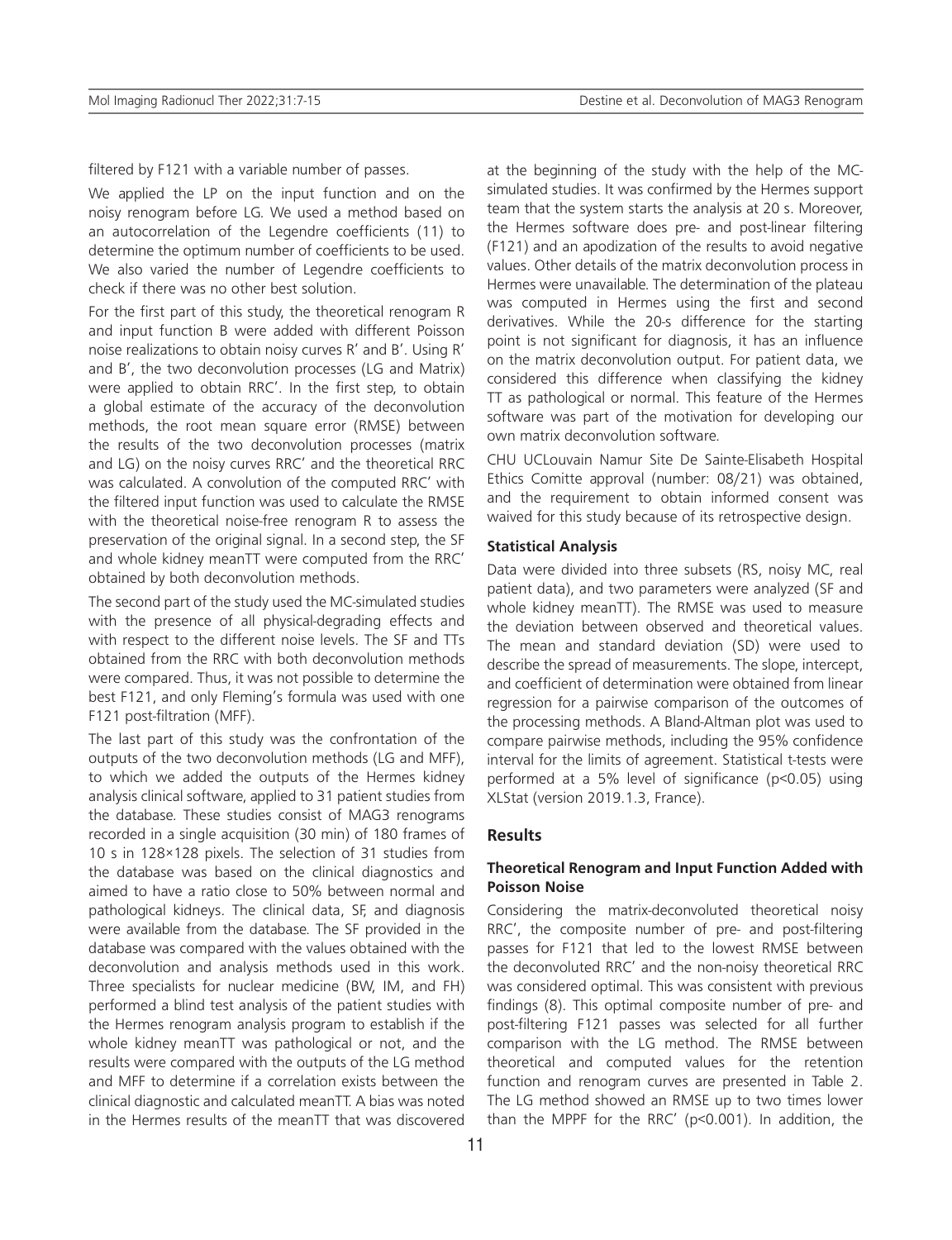filtered by F121 with a variable number of passes.

We applied the LP on the input function and on the noisy renogram before LG. We used a method based on an autocorrelation of the Legendre coefficients (11) to determine the optimum number of coefficients to be used. We also varied the number of Legendre coefficients to check if there was no other best solution.

For the first part of this study, the theoretical renogram R and input function B were added with different Poisson noise realizations to obtain noisy curves R′ and B′. Using R′ and B′, the two deconvolution processes (LG and Matrix) were applied to obtain RRC′. In the first step, to obtain a global estimate of the accuracy of the deconvolution methods, the root mean square error (RMSE) between the results of the two deconvolution processes (matrix and LG) on the noisy curves RRC′ and the theoretical RRC was calculated. A convolution of the computed RRC′ with the filtered input function was used to calculate the RMSE with the theoretical noise-free renogram R to assess the preservation of the original signal. In a second step, the SF and whole kidney meanTT were computed from the RRC′ obtained by both deconvolution methods.

The second part of the study used the MC-simulated studies with the presence of all physical-degrading effects and with respect to the different noise levels. The SF and TTs obtained from the RRC with both deconvolution methods were compared. Thus, it was not possible to determine the best F121, and only Fleming's formula was used with one F121 post-filtration (MFF).

The last part of this study was the confrontation of the outputs of the two deconvolution methods (LG and MFF), to which we added the outputs of the Hermes kidney analysis clinical software, applied to 31 patient studies from the database. These studies consist of MAG3 renograms recorded in a single acquisition (30 min) of 180 frames of 10 s in 128×128 pixels. The selection of 31 studies from the database was based on the clinical diagnostics and aimed to have a ratio close to 50% between normal and pathological kidneys. The clinical data, SF, and diagnosis were available from the database. The SF provided in the database was compared with the values obtained with the deconvolution and analysis methods used in this work. Three specialists for nuclear medicine (BW, IM, and FH) performed a blind test analysis of the patient studies with the Hermes renogram analysis program to establish if the whole kidney meanTT was pathological or not, and the results were compared with the outputs of the LG method and MFF to determine if a correlation exists between the clinical diagnostic and calculated meanTT. A bias was noted in the Hermes results of the meanTT that was discovered at the beginning of the study with the help of the MC-simulated studies. It was confirmed by the Hermes support team that the system starts the analysis at 20 s. Moreover, the Hermes software does pre- and post-linear filtering (F121) and an apodization of the results to avoid negative values. Other details of the matrix deconvolution process in Hermes were unavailable. The determination of the plateau was computed in Hermes using the first and second derivatives. While the 20-s difference for the starting point is not significant for diagnosis, it has an influence on the matrix deconvolution output. For patient data, we considered this difference when classifying the kidney TT as pathological or normal. This feature of the Hermes software was part of the motivation for developing our own matrix deconvolution software.

CHU UCLouvain Namur Site De Sainte-Elisabeth Hospital Ethics Comitte approval (number: 08/21) was obtained, and the requirement to obtain informed consent was waived for this study because of its retrospective design.

### Statistical Analysis

Data were divided into three subsets (RS, noisy MC, real patient data), and two parameters were analyzed (SF and whole kidney meanTT). The RMSE was used to measure the deviation between observed and theoretical values. The mean and standard deviation (SD) were used to describe the spread of measurements. The slope, intercept, and coefficient of determination were obtained from linear regression for a pairwise comparison of the outcomes of the processing methods. A Bland-Altman plot was used to compare pairwise methods, including the 95% confidence interval for the limits of agreement. Statistical t-tests were performed at a 5% level of significance ($p<0.05$) using XLStat (version 2019.1.3, France).

## Results

### Theoretical Renogram and Input Function Added with Poisson Noise

Considering the matrix-deconvoluted theoretical noisy RRC′, the composite number of pre- and post-filtering passes for F121 that led to the lowest RMSE between the deconvoluted RRC′ and the non-noisy theoretical RRC was considered optimal. This was consistent with previous findings (8). This optimal composite number of pre- and post-filtering F121 passes was selected for all further comparison with the LG method. The RMSE between theoretical and computed values for the retention function and renogram curves are presented in Table 2. The LG method showed an RMSE up to two times lower than the MPPF for the RRC′ ($p<0.001$). In addition, the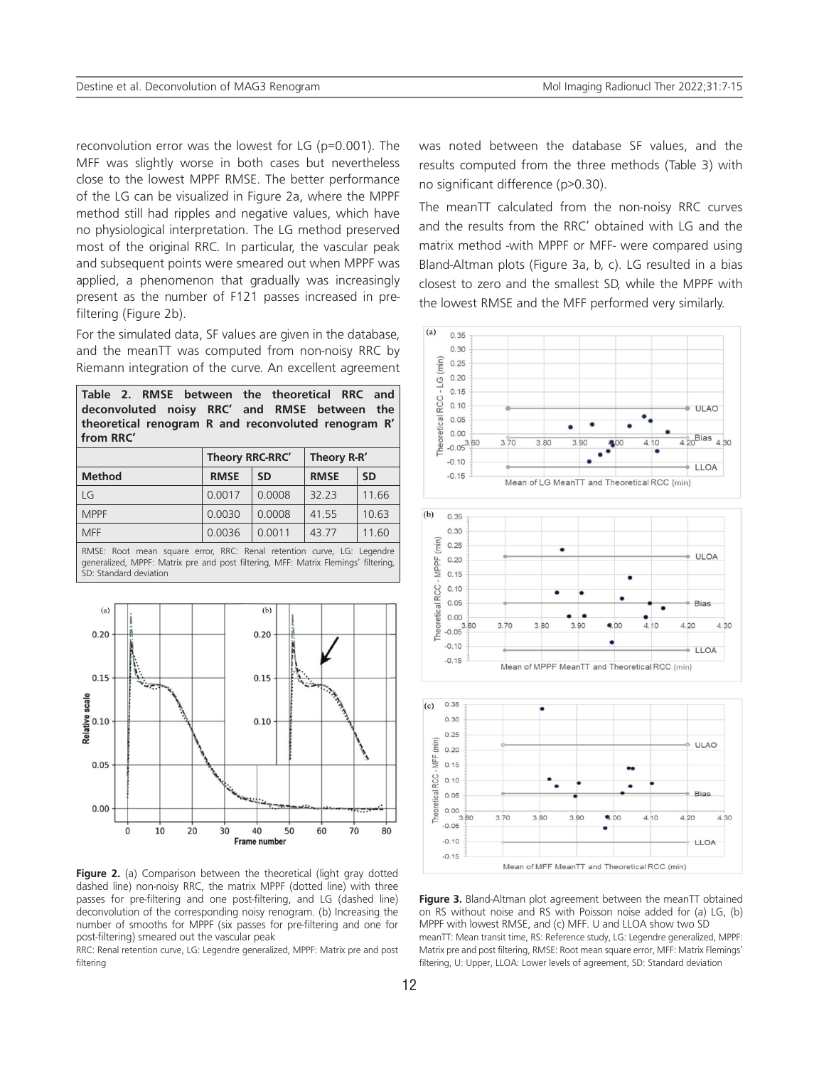reconvolution error was the lowest for LG (p=0.001). The MFF was slightly worse in both cases but nevertheless close to the lowest MPPF RMSE. The better performance of the LG can be visualized in Figure 2a, where the MPPF method still had ripples and negative values, which have no physiological interpretation. The LG method preserved most of the original RRC. In particular, the vascular peak and subsequent points were smeared out when MPPF was applied, a phenomenon that gradually was increasingly present as the number of F121 passes increased in pre-filtering (Figure 2b).

For the simulated data, SF values are given in the database, and the meanTT was computed from non-noisy RRC by Riemann integration of the curve. An excellent agreement was noted between the database SF values, and the results computed from the three methods (Table 3) with no significant difference (p>0.30).

**Table 2. RMSE between the theoretical RRC and deconvoluted noisy RRC' and RMSE between the theoretical renogram R and reconvoluted renogram R' from RRC'**

| | Theory RRC-RRC' | | Theory R-R' | |
|---|---|---|---|---|
| **Method** | **RMSE** | **SD** | **RMSE** | **SD** |
| LG | 0.0017 | 0.0008 | 32.23 | 11.66 |
| MPPF | 0.0030 | 0.0008 | 41.55 | 10.63 |
| MFF | 0.0036 | 0.0011 | 43.77 | 11.60 |

RMSE: Root mean square error, RRC: Renal retention curve, LG: Legendre generalized, MPPF: Matrix pre and post filtering, MFF: Matrix Flemings' filtering, SD: Standard deviation

**Figure 2.** (a) Comparison between the theoretical (light gray dotted dashed line) non-noisy RRC, the matrix MPPF (dotted line) with three passes for pre-filtering and one post-filtering, and LG (dashed line) deconvolution of the corresponding noisy renogram. (b) Increasing the number of smooths for MPPF (six passes for pre-filtering and one for post-filtering) smeared out the vascular peak

RRC: Renal retention curve, LG: Legendre generalized, MPPF: Matrix pre and post filtering

The meanTT calculated from the non-noisy RRC curves and the results from the RRC' obtained with LG and the matrix method -with MPPF or MFF- were compared using Bland-Altman plots (Figure 3a, b, c). LG resulted in a bias closest to zero and the smallest SD, while the MPPF with the lowest RMSE and the MFF performed very similarly.

**Figure 3.** Bland-Altman plot agreement between the meanTT obtained on RS without noise and RS with Poisson noise added for (a) LG, (b) MPPF with lowest RMSE, and (c) MFF. U and LLOA show two SD

meanTT: Mean transit time, RS: Reference study, LG: Legendre generalized, MPPF: Matrix pre and post filtering, RMSE: Root mean square error, MFF: Matrix Flemings' filtering, U: Upper, LLOA: Lower levels of agreement, SD: Standard deviation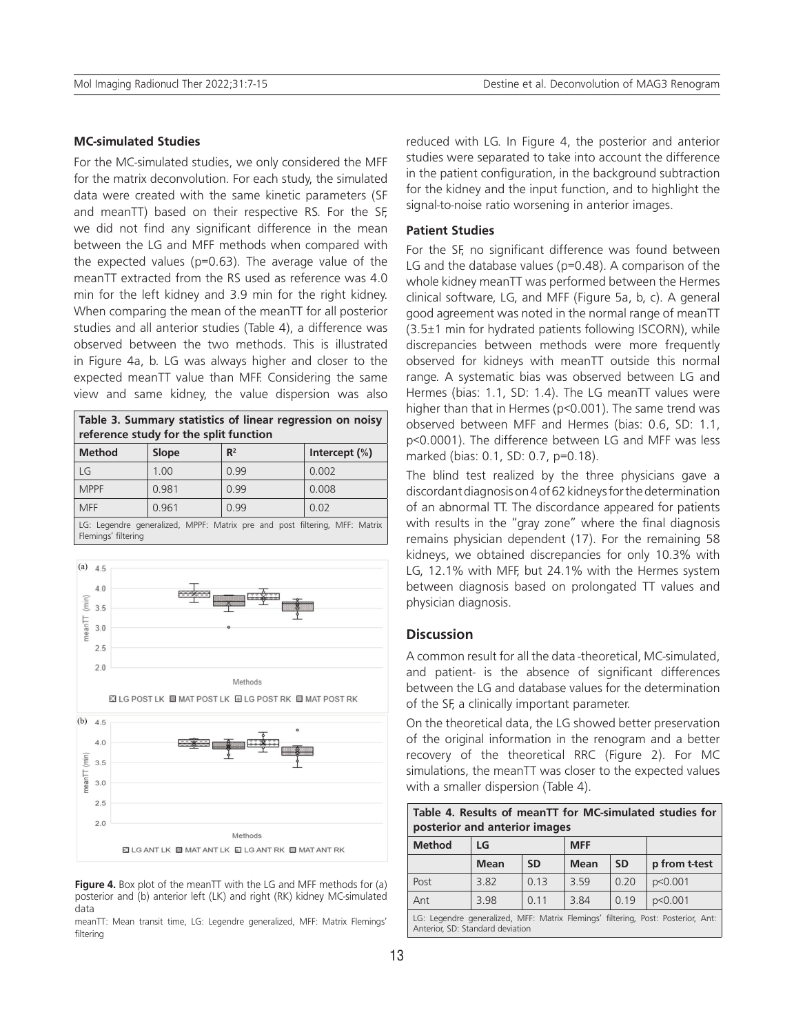#### MC-simulated Studies

For the MC-simulated studies, we only considered the MFF for the matrix deconvolution. For each study, the simulated data were created with the same kinetic parameters (SF and meanTT) based on their respective RS. For the SF, we did not find any significant difference in the mean between the LG and MFF methods when compared with the expected values (p=0.63). The average value of the meanTT extracted from the RS used as reference was 4.0 min for the left kidney and 3.9 min for the right kidney. When comparing the mean of the meanTT for all posterior studies and all anterior studies (Table 4), a difference was observed between the two methods. This is illustrated in Figure 4a, b. LG was always higher and closer to the expected meanTT value than MFF. Considering the same view and same kidney, the value dispersion was also reduced with LG. In Figure 4, the posterior and anterior studies were separated to take into account the difference in the patient configuration, in the background subtraction for the kidney and the input function, and to highlight the signal-to-noise ratio worsening in anterior images.

**Table 3. Summary statistics of linear regression on noisy reference study for the split function**

| Method | Slope | $R^2$ | Intercept (%) |
|---|---|---|---|
| LG | 1.00 | 0.99 | 0.002 |
| MPPF | 0.981 | 0.99 | 0.008 |
| MFF | 0.961 | 0.99 | 0.02 |

LG: Legendre generalized, MPPF: Matrix pre and post filtering, MFF: Matrix Flemings' filtering

**Figure 4.** Box plot of the meanTT with the LG and MFF methods for (a) posterior and (b) anterior left (LK) and right (RK) kidney MC-simulated data

meanTT: Mean transit time, LG: Legendre generalized, MFF: Matrix Flemings' filtering

#### Patient Studies

For the SF, no significant difference was found between LG and the database values (p=0.48). A comparison of the whole kidney meanTT was performed between the Hermes clinical software, LG, and MFF (Figure 5a, b, c). A general good agreement was noted in the normal range of meanTT (3.5±1 min for hydrated patients following ISCORN), while discrepancies between methods were more frequently observed for kidneys with meanTT outside this normal range. A systematic bias was observed between LG and Hermes (bias: 1.1, SD: 1.4). The LG meanTT values were higher than that in Hermes (p<0.001). The same trend was observed between MFF and Hermes (bias: 0.6, SD: 1.1, p<0.0001). The difference between LG and MFF was less marked (bias: 0.1, SD: 0.7, p=0.18).

The blind test realized by the three physicians gave a discordant diagnosis on 4 of 62 kidneys for the determination of an abnormal TT. The discordance appeared for patients with results in the "gray zone" where the final diagnosis remains physician dependent (17). For the remaining 58 kidneys, we obtained discrepancies for only 10.3% with LG, 12.1% with MFF, but 24.1% with the Hermes system between diagnosis based on prolongated TT values and physician diagnosis.

## Discussion

A common result for all the data -theoretical, MC-simulated, and patient- is the absence of significant differences between the LG and database values for the determination of the SF, a clinically important parameter.

On the theoretical data, the LG showed better preservation of the original information in the renogram and a better recovery of the theoretical RRC (Figure 2). For MC simulations, the meanTT was closer to the expected values with a smaller dispersion (Table 4).

**Table 4. Results of meanTT for MC-simulated studies for posterior and anterior images**

| Method | LG | | MFF | | |
|---|---|---|---|---|---|
| | Mean | SD | Mean | SD | p from t-test |
| Post | 3.82 | 0.13 | 3.59 | 0.20 | p<0.001 |
| Ant | 3.98 | 0.11 | 3.84 | 0.19 | p<0.001 |

LG: Legendre generalized, MFF: Matrix Flemings' filtering, Post: Posterior, Ant: Anterior, SD: Standard deviation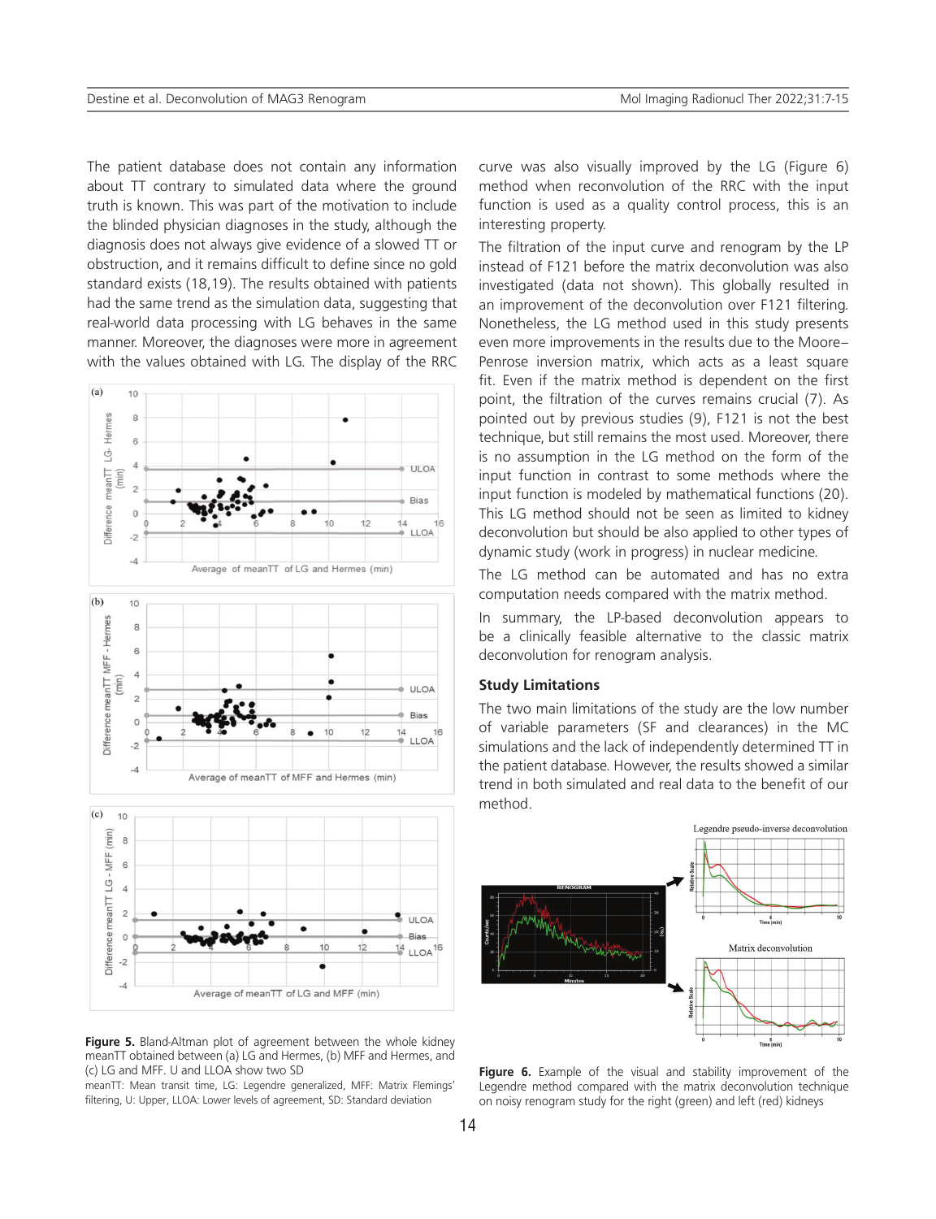The patient database does not contain any information about TT contrary to simulated data where the ground truth is known. This was part of the motivation to include the blinded physician diagnoses in the study, although the diagnosis does not always give evidence of a slowed TT or obstruction, and it remains difficult to define since no gold standard exists (18,19). The results obtained with patients had the same trend as the simulation data, suggesting that real-world data processing with LG behaves in the same manner. Moreover, the diagnoses were more in agreement with the values obtained with LG. The display of the RRC curve was also visually improved by the LG (Figure 6) method when reconvolution of the RRC with the input function is used as a quality control process, this is an interesting property.

The filtration of the input curve and renogram by the LP instead of F121 before the matrix deconvolution was also investigated (data not shown). This globally resulted in an improvement of the deconvolution over F121 filtering. Nonetheless, the LG method used in this study presents even more improvements in the results due to the Moore–Penrose inversion matrix, which acts as a least square fit. Even if the matrix method is dependent on the first point, the filtration of the curves remains crucial (7). As pointed out by previous studies (9), F121 is not the best technique, but still remains the most used. Moreover, there is no assumption in the LG method on the form of the input function in contrast to some methods where the input function is modeled by mathematical functions (20). This LG method should not be seen as limited to kidney deconvolution but should be also applied to other types of dynamic study (work in progress) in nuclear medicine.

The LG method can be automated and has no extra computation needs compared with the matrix method.

In summary, the LP-based deconvolution appears to be a clinically feasible alternative to the classic matrix deconvolution for renogram analysis.

**Figure 5.** Bland-Altman plot of agreement between the whole kidney meanTT obtained between (a) LG and Hermes, (b) MFF and Hermes, and (c) LG and MFF. U and LLOA show two SD

meanTT: Mean transit time, LG: Legendre generalized, MFF: Matrix Flemings' filtering, U: Upper, LLOA: Lower levels of agreement, SD: Standard deviation

### Study Limitations

The two main limitations of the study are the low number of variable parameters (SF and clearances) in the MC simulations and the lack of independently determined TT in the patient database. However, the results showed a similar trend in both simulated and real data to the benefit of our method.

**Figure 6.** Example of the visual and stability improvement of the Legendre method compared with the matrix deconvolution technique on noisy renogram study for the right (green) and left (red) kidneys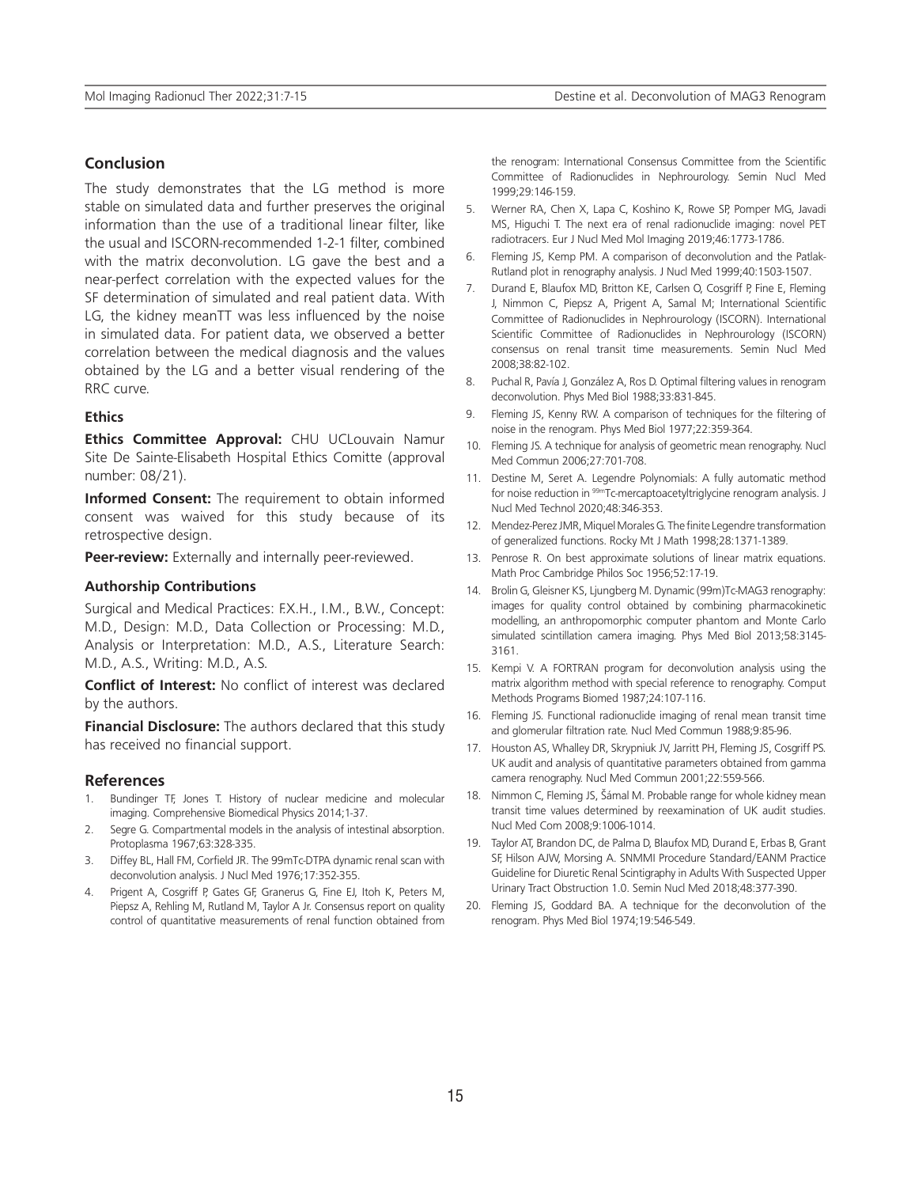## Conclusion

The study demonstrates that the LG method is more stable on simulated data and further preserves the original information than the use of a traditional linear filter, like the usual and ISCORN-recommended 1-2-1 filter, combined with the matrix deconvolution. LG gave the best and a near-perfect correlation with the expected values for the SF determination of simulated and real patient data. With LG, the kidney meanTT was less influenced by the noise in simulated data. For patient data, we observed a better correlation between the medical diagnosis and the values obtained by the LG and a better visual rendering of the RRC curve.

### Ethics

**Ethics Committee Approval:** CHU UCLouvain Namur Site De Sainte-Elisabeth Hospital Ethics Comitte (approval number: 08/21).

**Informed Consent:** The requirement to obtain informed consent was waived for this study because of its retrospective design.

**Peer-review:** Externally and internally peer-reviewed.

### Authorship Contributions

Surgical and Medical Practices: F.X.H., I.M., B.W., Concept: M.D., Design: M.D., Data Collection or Processing: M.D., Analysis or Interpretation: M.D., A.S., Literature Search: M.D., A.S., Writing: M.D., A.S.

**Conflict of Interest:** No conflict of interest was declared by the authors.

**Financial Disclosure:** The authors declared that this study has received no financial support.

## References

1. Bundinger TF, Jones T. History of nuclear medicine and molecular imaging. Comprehensive Biomedical Physics 2014;1-37.
2. Segre G. Compartmental models in the analysis of intestinal absorption. Protoplasma 1967;63:328-335.
3. Diffey BL, Hall FM, Corfield JR. The 99mTc-DTPA dynamic renal scan with deconvolution analysis. J Nucl Med 1976;17:352-355.
4. Prigent A, Cosgriff P, Gates GF, Granerus G, Fine EJ, Itoh K, Peters M, Piepsz A, Rehling M, Rutland M, Taylor A Jr. Consensus report on quality control of quantitative measurements of renal function obtained from the renogram: International Consensus Committee from the Scientific Committee of Radionuclides in Nephrourology. Semin Nucl Med 1999;29:146-159.
5. Werner RA, Chen X, Lapa C, Koshino K, Rowe SP, Pomper MG, Javadi MS, Higuchi T. The next era of renal radionuclide imaging: novel PET radiotracers. Eur J Nucl Med Mol Imaging 2019;46:1773-1786.
6. Fleming JS, Kemp PM. A comparison of deconvolution and the Patlak-Rutland plot in renography analysis. J Nucl Med 1999;40:1503-1507.
7. Durand E, Blaufox MD, Britton KE, Carlsen O, Cosgriff P, Fine E, Fleming J, Nimmon C, Piepsz A, Prigent A, Samal M; International Scientific Committee of Radionuclides in Nephrourology (ISCORN). International Scientific Committee of Radionuclides in Nephrourology (ISCORN) consensus on renal transit time measurements. Semin Nucl Med 2008;38:82-102.
8. Puchal R, Pavía J, González A, Ros D. Optimal filtering values in renogram deconvolution. Phys Med Biol 1988;33:831-845.
9. Fleming JS, Kenny RW. A comparison of techniques for the filtering of noise in the renogram. Phys Med Biol 1977;22:359-364.
10. Fleming JS. A technique for analysis of geometric mean renography. Nucl Med Commun 2006;27:701-708.
11. Destine M, Seret A. Legendre Polynomials: A fully automatic method for noise reduction in $^{99m}$Tc-mercaptoacetyltriglycine renogram analysis. J Nucl Med Technol 2020;48:346-353.
12. Mendez-Perez JMR, Miquel Morales G. The finite Legendre transformation of generalized functions. Rocky Mt J Math 1998;28:1371-1389.
13. Penrose R. On best approximate solutions of linear matrix equations. Math Proc Cambridge Philos Soc 1956;52:17-19.
14. Brolin G, Gleisner KS, Ljungberg M. Dynamic (99m)Tc-MAG3 renography: images for quality control obtained by combining pharmacokinetic modelling, an anthropomorphic computer phantom and Monte Carlo simulated scintillation camera imaging. Phys Med Biol 2013;58:3145-3161.
15. Kempi V. A FORTRAN program for deconvolution analysis using the matrix algorithm method with special reference to renography. Comput Methods Programs Biomed 1987;24:107-116.
16. Fleming JS. Functional radionuclide imaging of renal mean transit time and glomerular filtration rate. Nucl Med Commun 1988;9:85-96.
17. Houston AS, Whalley DR, Skrypniuk JV, Jarritt PH, Fleming JS, Cosgriff PS. UK audit and analysis of quantitative parameters obtained from gamma camera renography. Nucl Med Commun 2001;22:559-566.
18. Nimmon C, Fleming JS, Šámal M. Probable range for whole kidney mean transit time values determined by reexamination of UK audit studies. Nucl Med Com 2008;9:1006-1014.
19. Taylor AT, Brandon DC, de Palma D, Blaufox MD, Durand E, Erbas B, Grant SF, Hilson AJW, Morsing A. SNMMI Procedure Standard/EANM Practice Guideline for Diuretic Renal Scintigraphy in Adults With Suspected Upper Urinary Tract Obstruction 1.0. Semin Nucl Med 2018;48:377-390.
20. Fleming JS, Goddard BA. A technique for the deconvolution of the renogram. Phys Med Biol 1974;19:546-549.